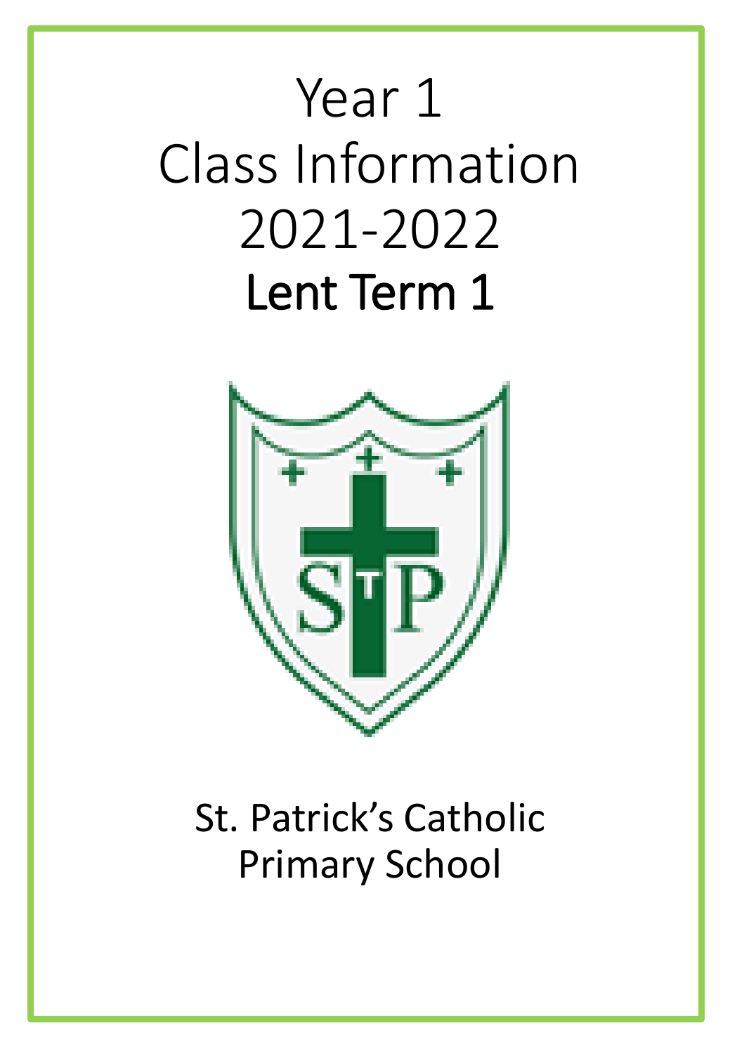# Year 1
# Class Information
# 2021-2022
# Lent Term 1

St. Patrick's Catholic
Primary School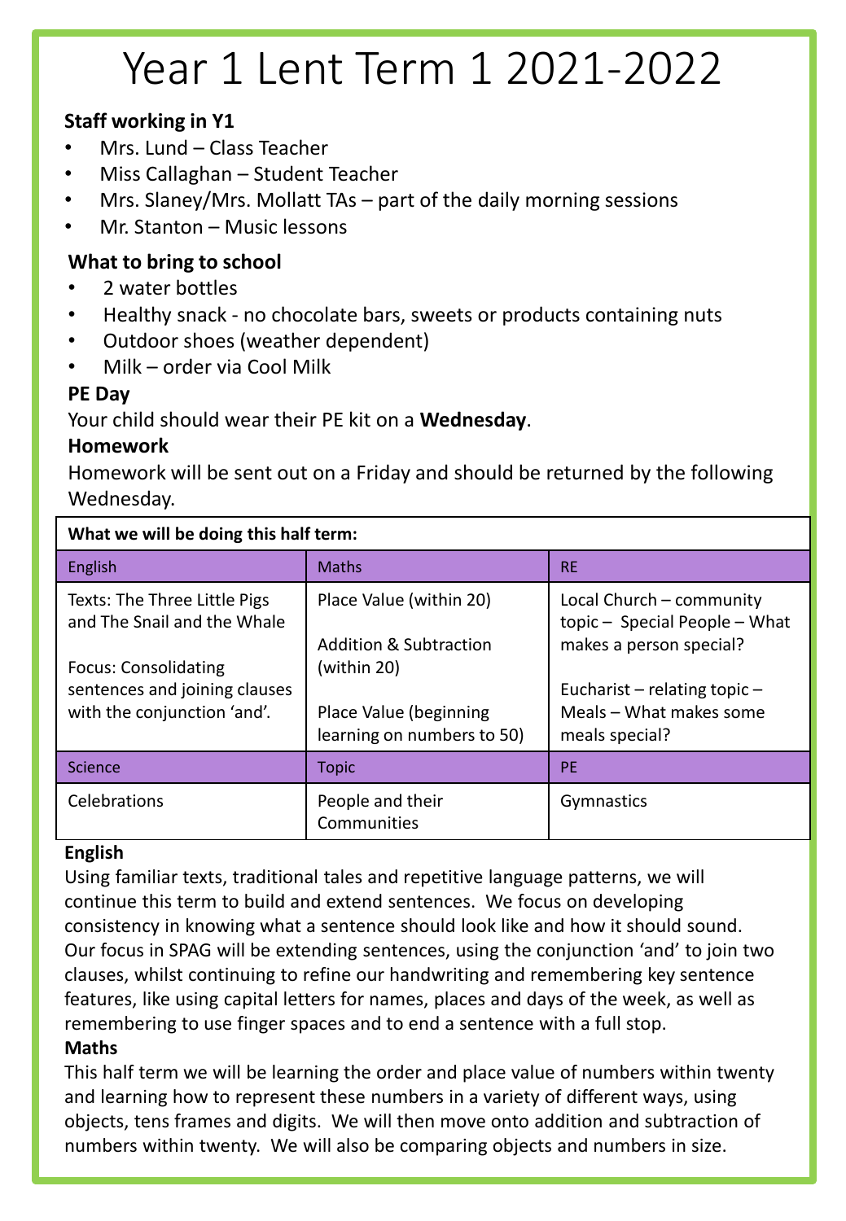# Year 1 Lent Term 1 2021-2022

**Staff working in Y1**

- Mrs. Lund – Class Teacher
- Miss Callaghan – Student Teacher
- Mrs. Slaney/Mrs. Mollatt TAs – part of the daily morning sessions
- Mr. Stanton – Music lessons

**What to bring to school**

- 2 water bottles
- Healthy snack - no chocolate bars, sweets or products containing nuts
- Outdoor shoes (weather dependent)
- Milk – order via Cool Milk

**PE Day**

Your child should wear their PE kit on a **Wednesday**.

**Homework**

Homework will be sent out on a Friday and should be returned by the following Wednesday.

**What we will be doing this half term:**

| English | Maths | RE |
|---|---|---|
| Texts: The Three Little Pigs and The Snail and the Whale<br><br>Focus: Consolidating sentences and joining clauses with the conjunction 'and'. | Place Value (within 20)<br><br>Addition & Subtraction (within 20)<br><br>Place Value (beginning learning on numbers to 50) | Local Church – community topic – Special People – What makes a person special?<br><br>Eucharist – relating topic – Meals – What makes some meals special? |
| **Science** | **Topic** | **PE** |
| Celebrations | People and their Communities | Gymnastics |

**English**

Using familiar texts, traditional tales and repetitive language patterns, we will continue this term to build and extend sentences. We focus on developing consistency in knowing what a sentence should look like and how it should sound. Our focus in SPAG will be extending sentences, using the conjunction 'and' to join two clauses, whilst continuing to refine our handwriting and remembering key sentence features, like using capital letters for names, places and days of the week, as well as remembering to use finger spaces and to end a sentence with a full stop.

**Maths**

This half term we will be learning the order and place value of numbers within twenty and learning how to represent these numbers in a variety of different ways, using objects, tens frames and digits. We will then move onto addition and subtraction of numbers within twenty. We will also be comparing objects and numbers in size.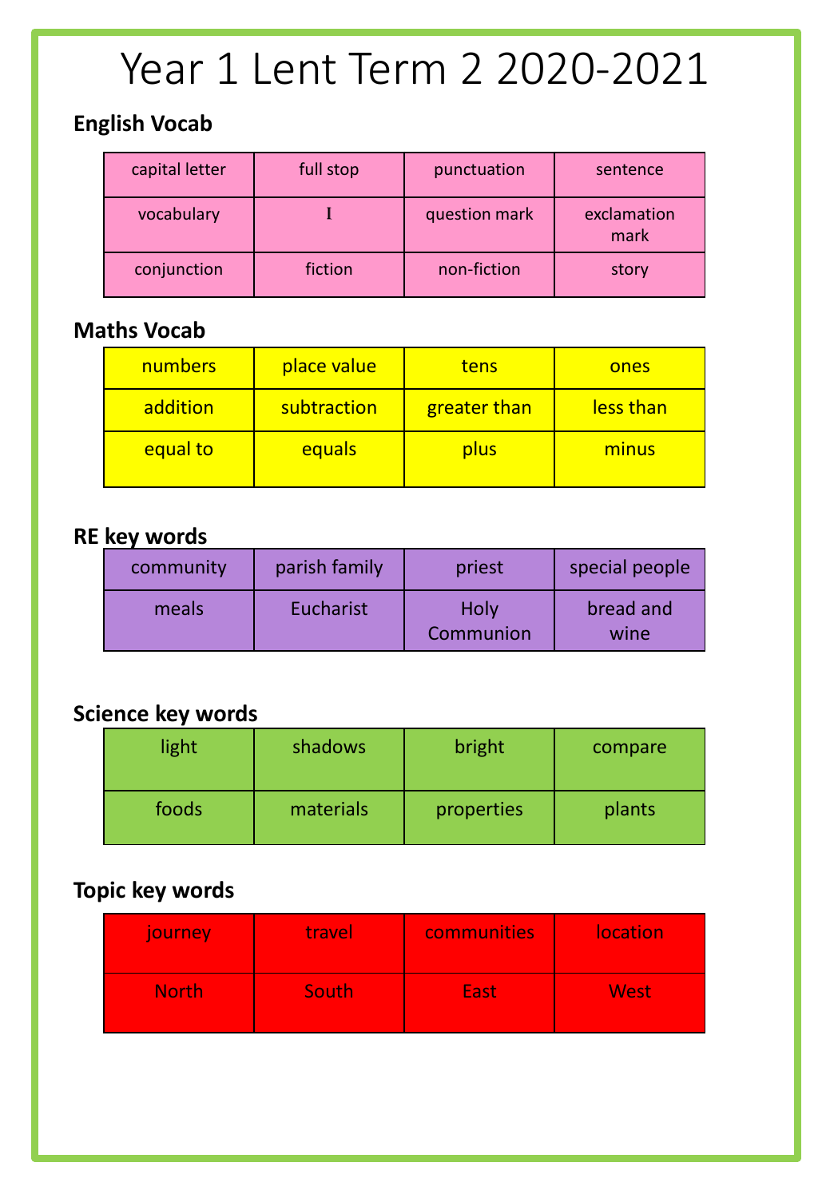# Year 1 Lent Term 2 2020-2021

### English Vocab

| | | | |
|---|---|---|---|
| capital letter | full stop | punctuation | sentence |
| vocabulary | I | question mark | exclamation mark |
| conjunction | fiction | non-fiction | story |

### Maths Vocab

| | | | |
|---|---|---|---|
| numbers | place value | tens | ones |
| addition | subtraction | greater than | less than |
| equal to | equals | plus | minus |

### RE key words

| | | | |
|---|---|---|---|
| community | parish family | priest | special people |
| meals | Eucharist | Holy Communion | bread and wine |

### Science key words

| | | | |
|---|---|---|---|
| light | shadows | bright | compare |
| foods | materials | properties | plants |

### Topic key words

| | | | |
|---|---|---|---|
| journey | travel | communities | location |
| North | South | East | West |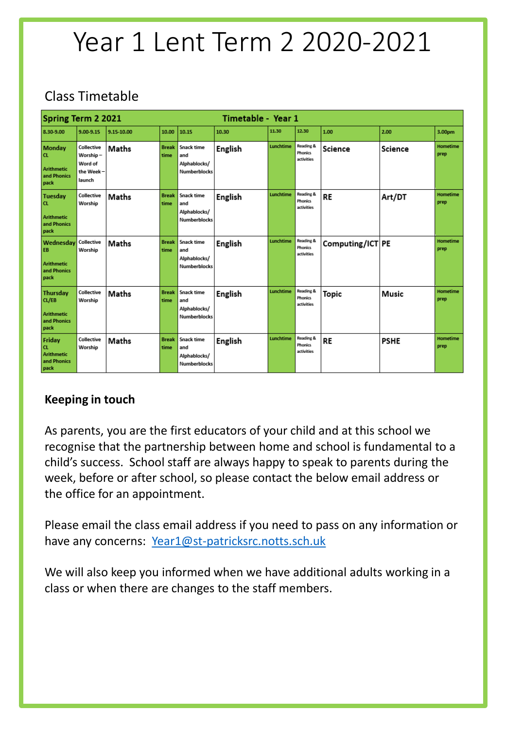# Year 1 Lent Term 2 2020-2021

## Class Timetable

| Spring Term 2 2021 | | | Timetable - Year 1 | | | | | | | |
|---|---|---|---|---|---|---|---|---|---|---|
| 8.30-9.00 | 9.00-9.15 | 9.15-10.00 | 10.00 | 10.15 | 10.30 | 11.30 | 12.30 | 1.00 | 2.00 | 3.00pm |
| Monday CL Arithmetic and Phonics pack | Collective Worship – Word of the Week – launch | Maths | Break time | Snack time and Alphablocks/ Numberblocks | English | Lunchtime | Reading & Phonics activities | Science | Science | Hometime prep |
| Tuesday CL Arithmetic and Phonics pack | Collective Worship | Maths | Break time | Snack time and Alphablocks/ Numberblocks | English | Lunchtime | Reading & Phonics activities | RE | Art/DT | Hometime prep |
| Wednesday EB Arithmetic and Phonics pack | Collective Worship | Maths | Break time | Snack time and Alphablocks/ Numberblocks | English | Lunchtime | Reading & Phonics activities | Computing/ICT | PE | Hometime prep |
| Thursday CL/EB Arithmetic and Phonics pack | Collective Worship | Maths | Break time | Snack time and Alphablocks/ Numberblocks | English | Lunchtime | Reading & Phonics activities | Topic | Music | Hometime prep |
| Friday CL Arithmetic and Phonics pack | Collective Worship | Maths | Break time | Snack time and Alphablocks/ Numberblocks | English | Lunchtime | Reading & Phonics activities | RE | PSHE | Hometime prep |

**Keeping in touch**

As parents, you are the first educators of your child and at this school we recognise that the partnership between home and school is fundamental to a child's success. School staff are always happy to speak to parents during the week, before or after school, so please contact the below email address or the office for an appointment.

Please email the class email address if you need to pass on any information or have any concerns: Year1@st-patricksrc.notts.sch.uk

We will also keep you informed when we have additional adults working in a class or when there are changes to the staff members.